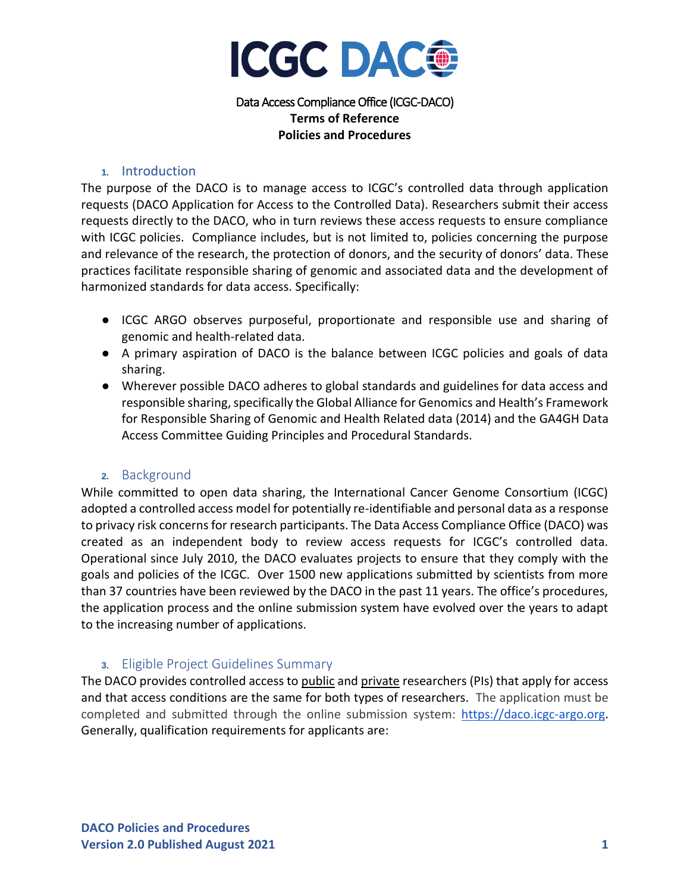# ICGC DACO

Data Access Compliance Office (ICGC-DACO)
**Terms of Reference**
**Policies and Procedures**

## 1. Introduction

The purpose of the DACO is to manage access to ICGC's controlled data through application requests (DACO Application for Access to the Controlled Data). Researchers submit their access requests directly to the DACO, who in turn reviews these access requests to ensure compliance with ICGC policies. Compliance includes, but is not limited to, policies concerning the purpose and relevance of the research, the protection of donors, and the security of donors' data. These practices facilitate responsible sharing of genomic and associated data and the development of harmonized standards for data access. Specifically:

- ICGC ARGO observes purposeful, proportionate and responsible use and sharing of genomic and health-related data.
- A primary aspiration of DACO is the balance between ICGC policies and goals of data sharing.
- Wherever possible DACO adheres to global standards and guidelines for data access and responsible sharing, specifically the Global Alliance for Genomics and Health's Framework for Responsible Sharing of Genomic and Health Related data (2014) and the GA4GH Data Access Committee Guiding Principles and Procedural Standards.

## 2. Background

While committed to open data sharing, the International Cancer Genome Consortium (ICGC) adopted a controlled access model for potentially re-identifiable and personal data as a response to privacy risk concerns for research participants. The Data Access Compliance Office (DACO) was created as an independent body to review access requests for ICGC's controlled data. Operational since July 2010, the DACO evaluates projects to ensure that they comply with the goals and policies of the ICGC. Over 1500 new applications submitted by scientists from more than 37 countries have been reviewed by the DACO in the past 11 years. The office's procedures, the application process and the online submission system have evolved over the years to adapt to the increasing number of applications.

## 3. Eligible Project Guidelines Summary

The DACO provides controlled access to public and private researchers (PIs) that apply for access and that access conditions are the same for both types of researchers. The application must be completed and submitted through the online submission system: https://daco.icgc-argo.org. Generally, qualification requirements for applicants are: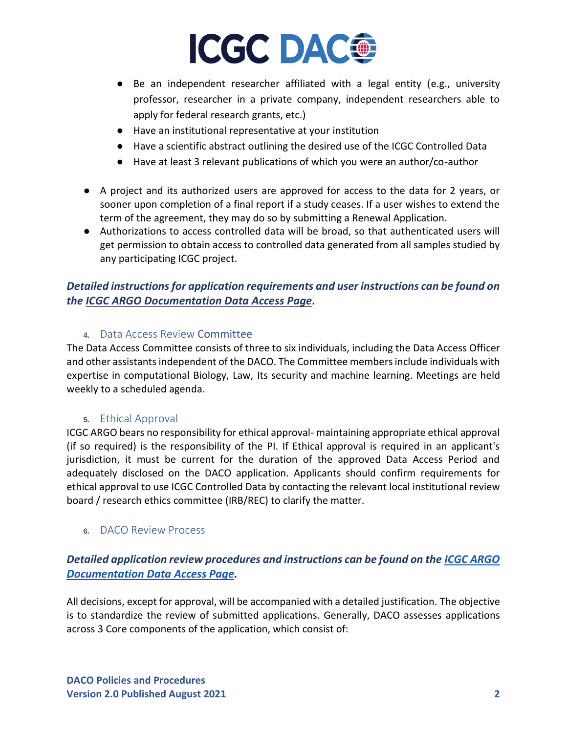- Be an independent researcher affiliated with a legal entity (e.g., university professor, researcher in a private company, independent researchers able to apply for federal research grants, etc.)
    - Have an institutional representative at your institution
    - Have a scientific abstract outlining the desired use of the ICGC Controlled Data
    - Have at least 3 relevant publications of which you were an author/co-author

- A project and its authorized users are approved for access to the data for 2 years, or sooner upon completion of a final report if a study ceases. If a user wishes to extend the term of the agreement, they may do so by submitting a Renewal Application.
- Authorizations to access controlled data will be broad, so that authenticated users will get permission to obtain access to controlled data generated from all samples studied by any participating ICGC project.

***Detailed instructions for application requirements and user instructions can be found on the ICGC ARGO Documentation Data Access Page.***

### 4. Data Access Review Committee

The Data Access Committee consists of three to six individuals, including the Data Access Officer and other assistants independent of the DACO. The Committee members include individuals with expertise in computational Biology, Law, Its security and machine learning. Meetings are held weekly to a scheduled agenda.

### 5. Ethical Approval

ICGC ARGO bears no responsibility for ethical approval- maintaining appropriate ethical approval (if so required) is the responsibility of the PI. If Ethical approval is required in an applicant's jurisdiction, it must be current for the duration of the approved Data Access Period and adequately disclosed on the DACO application. Applicants should confirm requirements for ethical approval to use ICGC Controlled Data by contacting the relevant local institutional review board / research ethics committee (IRB/REC) to clarify the matter.

### 6. DACO Review Process

***Detailed application review procedures and instructions can be found on the ICGC ARGO Documentation Data Access Page.***

All decisions, except for approval, will be accompanied with a detailed justification. The objective is to standardize the review of submitted applications. Generally, DACO assesses applications across 3 Core components of the application, which consist of: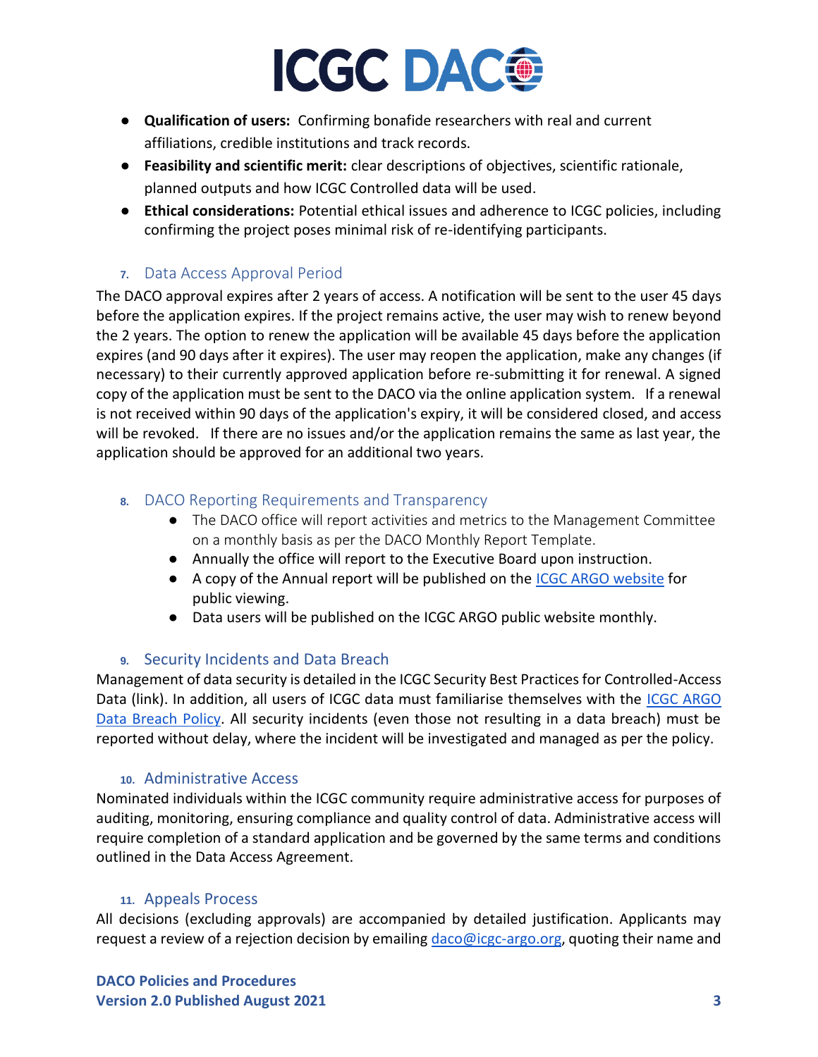- **Qualification of users:** Confirming bonafide researchers with real and current affiliations, credible institutions and track records.
- **Feasibility and scientific merit:** clear descriptions of objectives, scientific rationale, planned outputs and how ICGC Controlled data will be used.
- **Ethical considerations:** Potential ethical issues and adherence to ICGC policies, including confirming the project poses minimal risk of re-identifying participants.

## 7. Data Access Approval Period

The DACO approval expires after 2 years of access. A notification will be sent to the user 45 days before the application expires. If the project remains active, the user may wish to renew beyond the 2 years. The option to renew the application will be available 45 days before the application expires (and 90 days after it expires). The user may reopen the application, make any changes (if necessary) to their currently approved application before re-submitting it for renewal. A signed copy of the application must be sent to the DACO via the online application system. If a renewal is not received within 90 days of the application's expiry, it will be considered closed, and access will be revoked. If there are no issues and/or the application remains the same as last year, the application should be approved for an additional two years.

## 8. DACO Reporting Requirements and Transparency

- The DACO office will report activities and metrics to the Management Committee on a monthly basis as per the DACO Monthly Report Template.
- Annually the office will report to the Executive Board upon instruction.
- A copy of the Annual report will be published on the ICGC ARGO website for public viewing.
- Data users will be published on the ICGC ARGO public website monthly.

## 9. Security Incidents and Data Breach

Management of data security is detailed in the ICGC Security Best Practices for Controlled-Access Data (link). In addition, all users of ICGC data must familiarise themselves with the ICGC ARGO Data Breach Policy. All security incidents (even those not resulting in a data breach) must be reported without delay, where the incident will be investigated and managed as per the policy.

## 10. Administrative Access

Nominated individuals within the ICGC community require administrative access for purposes of auditing, monitoring, ensuring compliance and quality control of data. Administrative access will require completion of a standard application and be governed by the same terms and conditions outlined in the Data Access Agreement.

## 11. Appeals Process

All decisions (excluding approvals) are accompanied by detailed justification. Applicants may request a review of a rejection decision by emailing daco@icgc-argo.org, quoting their name and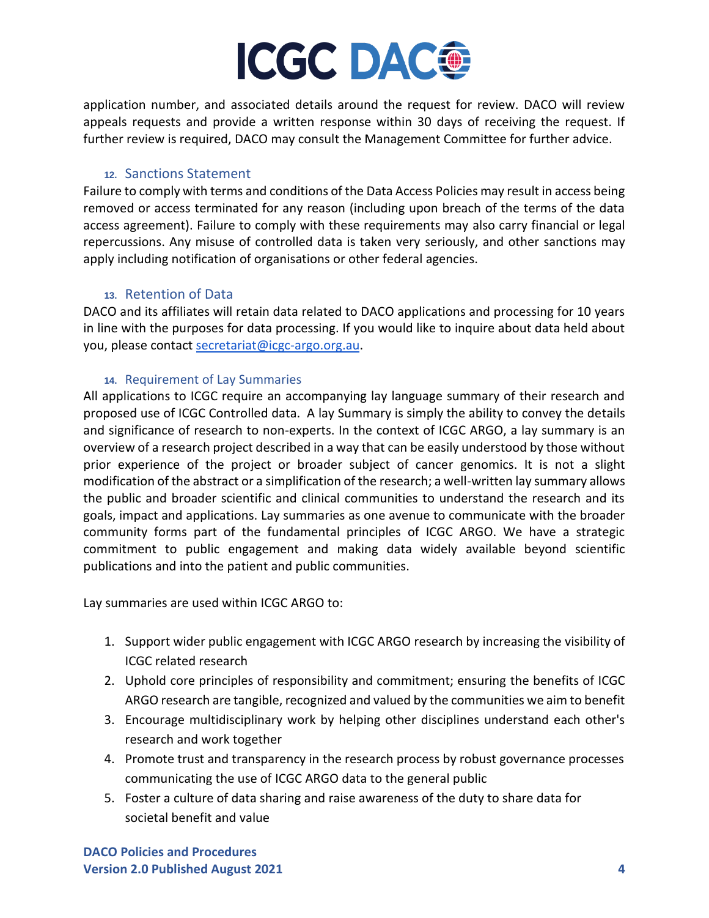application number, and associated details around the request for review. DACO will review appeals requests and provide a written response within 30 days of receiving the request. If further review is required, DACO may consult the Management Committee for further advice.

### 12. Sanctions Statement

Failure to comply with terms and conditions of the Data Access Policies may result in access being removed or access terminated for any reason (including upon breach of the terms of the data access agreement). Failure to comply with these requirements may also carry financial or legal repercussions. Any misuse of controlled data is taken very seriously, and other sanctions may apply including notification of organisations or other federal agencies.

### 13. Retention of Data

DACO and its affiliates will retain data related to DACO applications and processing for 10 years in line with the purposes for data processing. If you would like to inquire about data held about you, please contact secretariat@icgc-argo.org.au.

### 14. Requirement of Lay Summaries

All applications to ICGC require an accompanying lay language summary of their research and proposed use of ICGC Controlled data. A lay Summary is simply the ability to convey the details and significance of research to non-experts. In the context of ICGC ARGO, a lay summary is an overview of a research project described in a way that can be easily understood by those without prior experience of the project or broader subject of cancer genomics. It is not a slight modification of the abstract or a simplification of the research; a well-written lay summary allows the public and broader scientific and clinical communities to understand the research and its goals, impact and applications. Lay summaries as one avenue to communicate with the broader community forms part of the fundamental principles of ICGC ARGO. We have a strategic commitment to public engagement and making data widely available beyond scientific publications and into the patient and public communities.

Lay summaries are used within ICGC ARGO to:

1. Support wider public engagement with ICGC ARGO research by increasing the visibility of ICGC related research
2. Uphold core principles of responsibility and commitment; ensuring the benefits of ICGC ARGO research are tangible, recognized and valued by the communities we aim to benefit
3. Encourage multidisciplinary work by helping other disciplines understand each other's research and work together
4. Promote trust and transparency in the research process by robust governance processes communicating the use of ICGC ARGO data to the general public
5. Foster a culture of data sharing and raise awareness of the duty to share data for societal benefit and value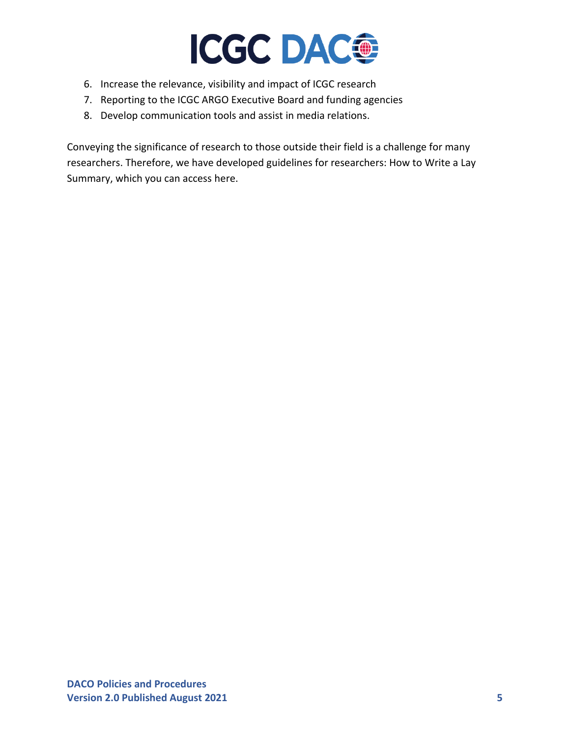6. Increase the relevance, visibility and impact of ICGC research
7. Reporting to the ICGC ARGO Executive Board and funding agencies
8. Develop communication tools and assist in media relations.

Conveying the significance of research to those outside their field is a challenge for many researchers. Therefore, we have developed guidelines for researchers: How to Write a Lay Summary, which you can access here.